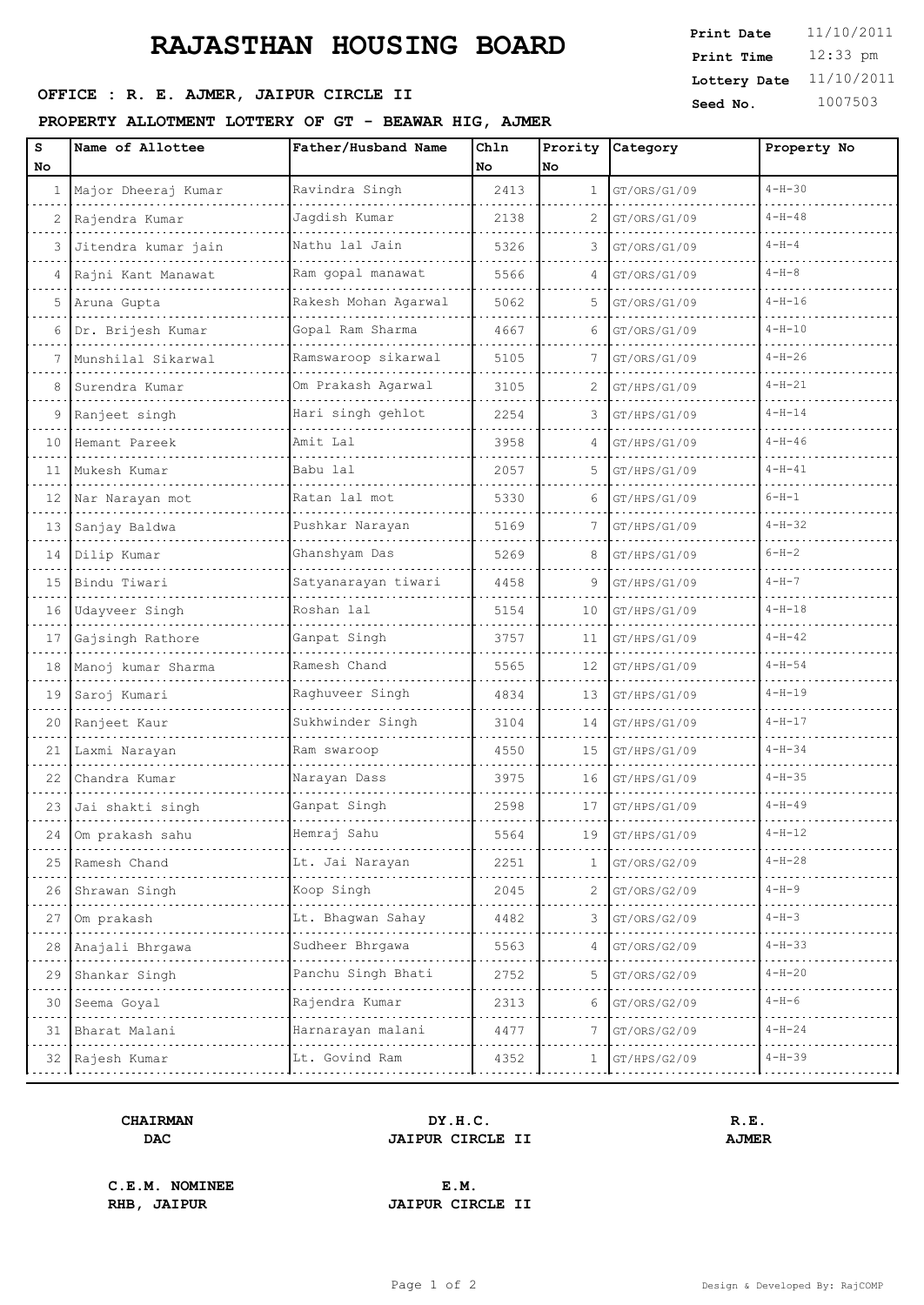# RAJASTHAN HOUSING BOARD

**Print Date** 11/10/2011
**Print Time** 12:33 pm
**Lottery Date** 11/10/2011
**Seed No.** 1007503

**OFFICE : R. E. AJMER, JAIPUR CIRCLE II**

**PROPERTY ALLOTMENT LOTTERY OF GT - BEAWAR HIG, AJMER**

| S No | Name of Allottee | Father/Husband Name | Chln No | Prority No | Category | Property No |
|---|---|---|---|---|---|---|
| 1 | Major Dheeraj Kumar | Ravindra Singh | 2413 | 1 | GT/ORS/G1/09 | 4-H-30 |
| 2 | Rajendra Kumar | Jagdish Kumar | 2138 | 2 | GT/ORS/G1/09 | 4-H-48 |
| 3 | Jitendra kumar jain | Nathu lal Jain | 5326 | 3 | GT/ORS/G1/09 | 4-H-4 |
| 4 | Rajni Kant Manawat | Ram gopal manawat | 5566 | 4 | GT/ORS/G1/09 | 4-H-8 |
| 5 | Aruna Gupta | Rakesh Mohan Agarwal | 5062 | 5 | GT/ORS/G1/09 | 4-H-16 |
| 6 | Dr. Brijesh Kumar | Gopal Ram Sharma | 4667 | 6 | GT/ORS/G1/09 | 4-H-10 |
| 7 | Munshilal Sikarwal | Ramswaroop sikarwal | 5105 | 7 | GT/ORS/G1/09 | 4-H-26 |
| 8 | Surendra Kumar | Om Prakash Agarwal | 3105 | 2 | GT/HPS/G1/09 | 4-H-21 |
| 9 | Ranjeet singh | Hari singh gehlot | 2254 | 3 | GT/HPS/G1/09 | 4-H-14 |
| 10 | Hemant Pareek | Amit Lal | 3958 | 4 | GT/HPS/G1/09 | 4-H-46 |
| 11 | Mukesh Kumar | Babu lal | 2057 | 5 | GT/HPS/G1/09 | 4-H-41 |
| 12 | Nar Narayan mot | Ratan lal mot | 5330 | 6 | GT/HPS/G1/09 | 6-H-1 |
| 13 | Sanjay Baldwa | Pushkar Narayan | 5169 | 7 | GT/HPS/G1/09 | 4-H-32 |
| 14 | Dilip Kumar | Ghanshyam Das | 5269 | 8 | GT/HPS/G1/09 | 6-H-2 |
| 15 | Bindu Tiwari | Satyanarayan tiwari | 4458 | 9 | GT/HPS/G1/09 | 4-H-7 |
| 16 | Udayveer Singh | Roshan lal | 5154 | 10 | GT/HPS/G1/09 | 4-H-18 |
| 17 | Gajsingh Rathore | Ganpat Singh | 3757 | 11 | GT/HPS/G1/09 | 4-H-42 |
| 18 | Manoj kumar Sharma | Ramesh Chand | 5565 | 12 | GT/HPS/G1/09 | 4-H-54 |
| 19 | Saroj Kumari | Raghuveer Singh | 4834 | 13 | GT/HPS/G1/09 | 4-H-19 |
| 20 | Ranjeet Kaur | Sukhwinder Singh | 3104 | 14 | GT/HPS/G1/09 | 4-H-17 |
| 21 | Laxmi Narayan | Ram swaroop | 4550 | 15 | GT/HPS/G1/09 | 4-H-34 |
| 22 | Chandra Kumar | Narayan Dass | 3975 | 16 | GT/HPS/G1/09 | 4-H-35 |
| 23 | Jai shakti singh | Ganpat Singh | 2598 | 17 | GT/HPS/G1/09 | 4-H-49 |
| 24 | Om prakash sahu | Hemraj Sahu | 5564 | 19 | GT/HPS/G1/09 | 4-H-12 |
| 25 | Ramesh Chand | Lt. Jai Narayan | 2251 | 1 | GT/ORS/G2/09 | 4-H-28 |
| 26 | Shrawan Singh | Koop Singh | 2045 | 2 | GT/ORS/G2/09 | 4-H-9 |
| 27 | Om prakash | Lt. Bhagwan Sahay | 4482 | 3 | GT/ORS/G2/09 | 4-H-3 |
| 28 | Anajali Bhrgawa | Sudheer Bhrgawa | 5563 | 4 | GT/ORS/G2/09 | 4-H-33 |
| 29 | Shankar Singh | Panchu Singh Bhati | 2752 | 5 | GT/ORS/G2/09 | 4-H-20 |
| 30 | Seema Goyal | Rajendra Kumar | 2313 | 6 | GT/ORS/G2/09 | 4-H-6 |
| 31 | Bharat Malani | Harnarayan malani | 4477 | 7 | GT/ORS/G2/09 | 4-H-24 |
| 32 | Rajesh Kumar | Lt. Govind Ram | 4352 | 1 | GT/HPS/G2/09 | 4-H-39 |

**CHAIRMAN**
**DAC**

**DY.H.C.**
**JAIPUR CIRCLE II**

**R.E.**
**AJMER**

**C.E.M. NOMINEE**
**RHB, JAIPUR**

**E.M.**
**JAIPUR CIRCLE II**

Design & Developed By: RajCOMP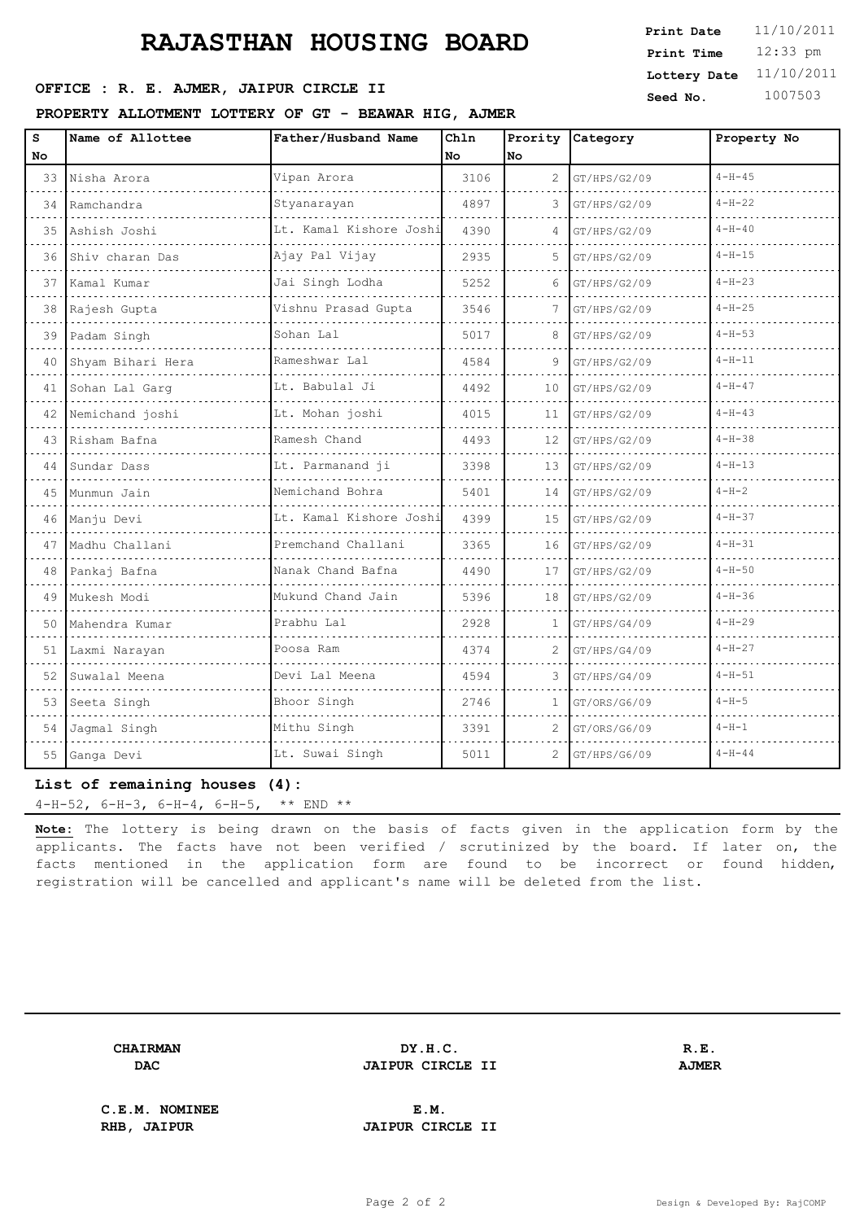# RAJASTHAN HOUSING BOARD

**OFFICE : R. E. AJMER, JAIPUR CIRCLE II**

**PROPERTY ALLOTMENT LOTTERY OF GT - BEAWAR HIG, AJMER**

| | |
|---|---|
| **Print Date** | 11/10/2011 |
| **Print Time** | 12:33 pm |
| **Lottery Date** | 11/10/2011 |
| **Seed No.** | 1007503 |

| S No | Name of Allottee | Father/Husband Name | Chln No | Prority No | Category | Property No |
|---|---|---|---|---|---|---|
| 33 | Nisha Arora | Vipan Arora | 3106 | 2 | GT/HPS/G2/09 | 4-H-45 |
| 34 | Ramchandra | Styanarayan | 4897 | 3 | GT/HPS/G2/09 | 4-H-22 |
| 35 | Ashish Joshi | Lt. Kamal Kishore Joshi | 4390 | 4 | GT/HPS/G2/09 | 4-H-40 |
| 36 | Shiv charan Das | Ajay Pal Vijay | 2935 | 5 | GT/HPS/G2/09 | 4-H-15 |
| 37 | Kamal Kumar | Jai Singh Lodha | 5252 | 6 | GT/HPS/G2/09 | 4-H-23 |
| 38 | Rajesh Gupta | Vishnu Prasad Gupta | 3546 | 7 | GT/HPS/G2/09 | 4-H-25 |
| 39 | Padam Singh | Sohan Lal | 5017 | 8 | GT/HPS/G2/09 | 4-H-53 |
| 40 | Shyam Bihari Hera | Rameshwar Lal | 4584 | 9 | GT/HPS/G2/09 | 4-H-11 |
| 41 | Sohan Lal Garg | Lt. Babulal Ji | 4492 | 10 | GT/HPS/G2/09 | 4-H-47 |
| 42 | Nemichand joshi | Lt. Mohan joshi | 4015 | 11 | GT/HPS/G2/09 | 4-H-43 |
| 43 | Risham Bafna | Ramesh Chand | 4493 | 12 | GT/HPS/G2/09 | 4-H-38 |
| 44 | Sundar Dass | Lt. Parmanand ji | 3398 | 13 | GT/HPS/G2/09 | 4-H-13 |
| 45 | Munmun Jain | Nemichand Bohra | 5401 | 14 | GT/HPS/G2/09 | 4-H-2 |
| 46 | Manju Devi | Lt. Kamal Kishore Joshi | 4399 | 15 | GT/HPS/G2/09 | 4-H-37 |
| 47 | Madhu Challani | Premchand Challani | 3365 | 16 | GT/HPS/G2/09 | 4-H-31 |
| 48 | Pankaj Bafna | Nanak Chand Bafna | 4490 | 17 | GT/HPS/G2/09 | 4-H-50 |
| 49 | Mukesh Modi | Mukund Chand Jain | 5396 | 18 | GT/HPS/G2/09 | 4-H-36 |
| 50 | Mahendra Kumar | Prabhu Lal | 2928 | 1 | GT/HPS/G4/09 | 4-H-29 |
| 51 | Laxmi Narayan | Poosa Ram | 4374 | 2 | GT/HPS/G4/09 | 4-H-27 |
| 52 | Suwalal Meena | Devi Lal Meena | 4594 | 3 | GT/HPS/G4/09 | 4-H-51 |
| 53 | Seeta Singh | Bhoor Singh | 2746 | 1 | GT/ORS/G6/09 | 4-H-5 |
| 54 | Jagmal Singh | Mithu Singh | 3391 | 2 | GT/ORS/G6/09 | 4-H-1 |
| 55 | Ganga Devi | Lt. Suwai Singh | 5011 | 2 | GT/HPS/G6/09 | 4-H-44 |

**List of remaining houses (4):**

4-H-52, 6-H-3, 6-H-4, 6-H-5, ** END **

**Note:** The lottery is being drawn on the basis of facts given in the application form by the applicants. The facts have not been verified / scrutinized by the board. If later on, the facts mentioned in the application form are found to be incorrect or found hidden, registration will be cancelled and applicant's name will be deleted from the list.

| | | |
|---|---|---|
| **CHAIRMAN DAC** | **DY.H.C. JAIPUR CIRCLE II** | **R.E. AJMER** |
| **C.E.M. NOMINEE RHB, JAIPUR** | **E.M. JAIPUR CIRCLE II** | |

Design & Developed By: RajCOMP